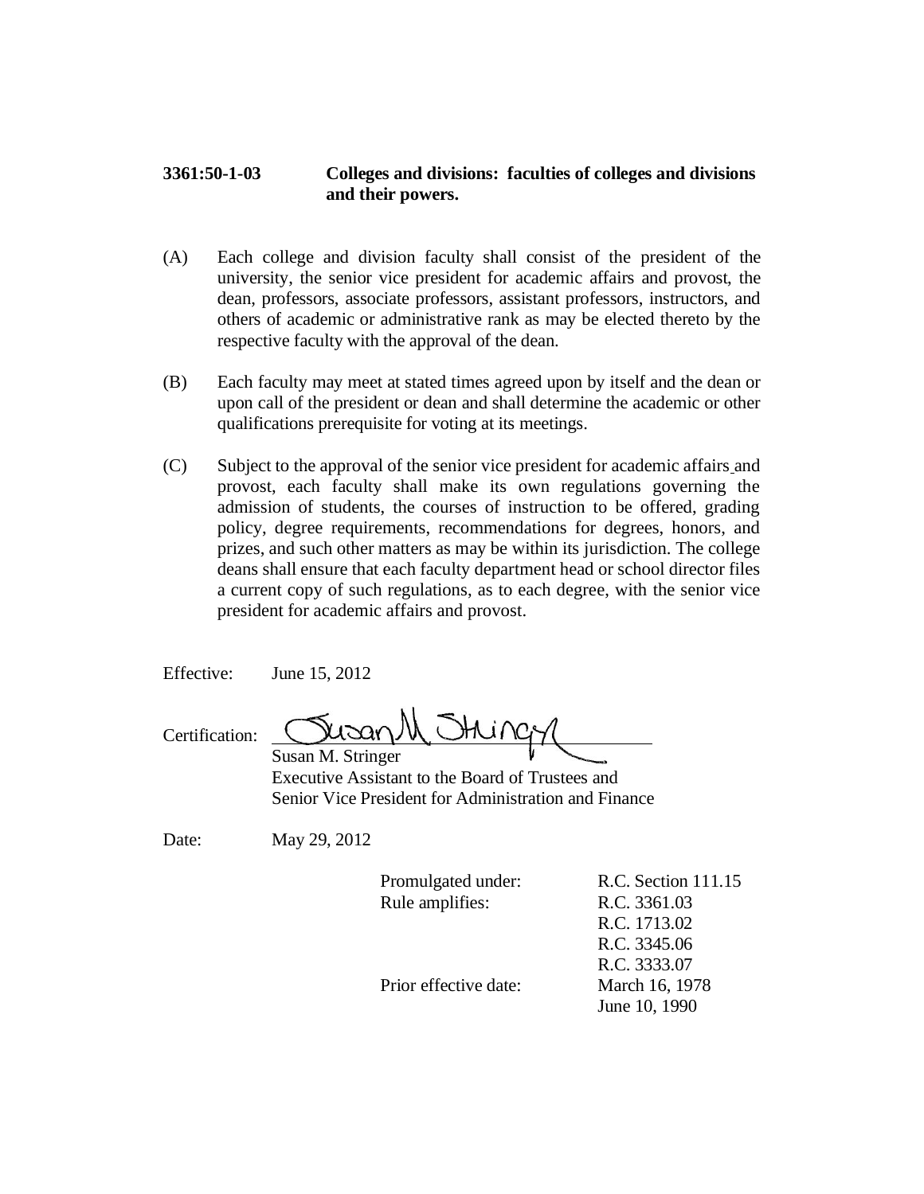**3361:50-1-03 Colleges and divisions: faculties of colleges and divisions and their powers.**

(A) Each college and division faculty shall consist of the president of the university, the senior vice president for academic affairs and provost, the dean, professors, associate professors, assistant professors, instructors, and others of academic or administrative rank as may be elected thereto by the respective faculty with the approval of the dean.

(B) Each faculty may meet at stated times agreed upon by itself and the dean or upon call of the president or dean and shall determine the academic or other qualifications prerequisite for voting at its meetings.

(C) Subject to the approval of the senior vice president for academic affairs and provost, each faculty shall make its own regulations governing the admission of students, the courses of instruction to be offered, grading policy, degree requirements, recommendations for degrees, honors, and prizes, and such other matters as may be within its jurisdiction. The college deans shall ensure that each faculty department head or school director files a current copy of such regulations, as to each degree, with the senior vice president for academic affairs and provost.

Effective: June 15, 2012

Certification: Susan M. Stringer
Susan M. Stringer
Executive Assistant to the Board of Trustees and
Senior Vice President for Administration and Finance

Date: May 29, 2012

Promulgated under: R.C. Section 111.15
Rule amplifies: R.C. 3361.03
R.C. 1713.02
R.C. 3345.06
R.C. 3333.07
Prior effective date: March 16, 1978
June 10, 1990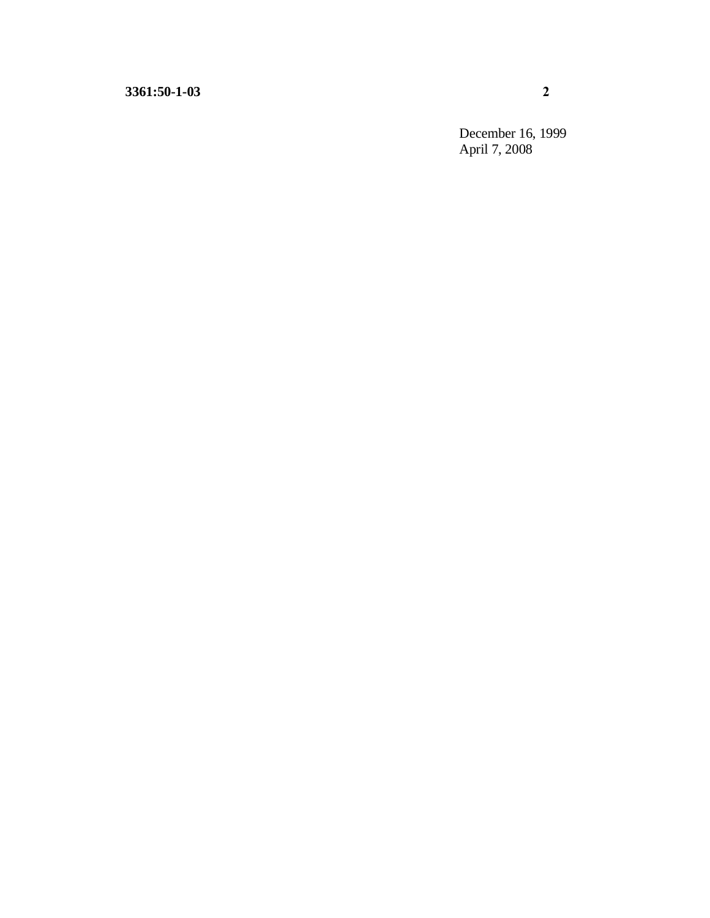December 16, 1999
April 7, 2008